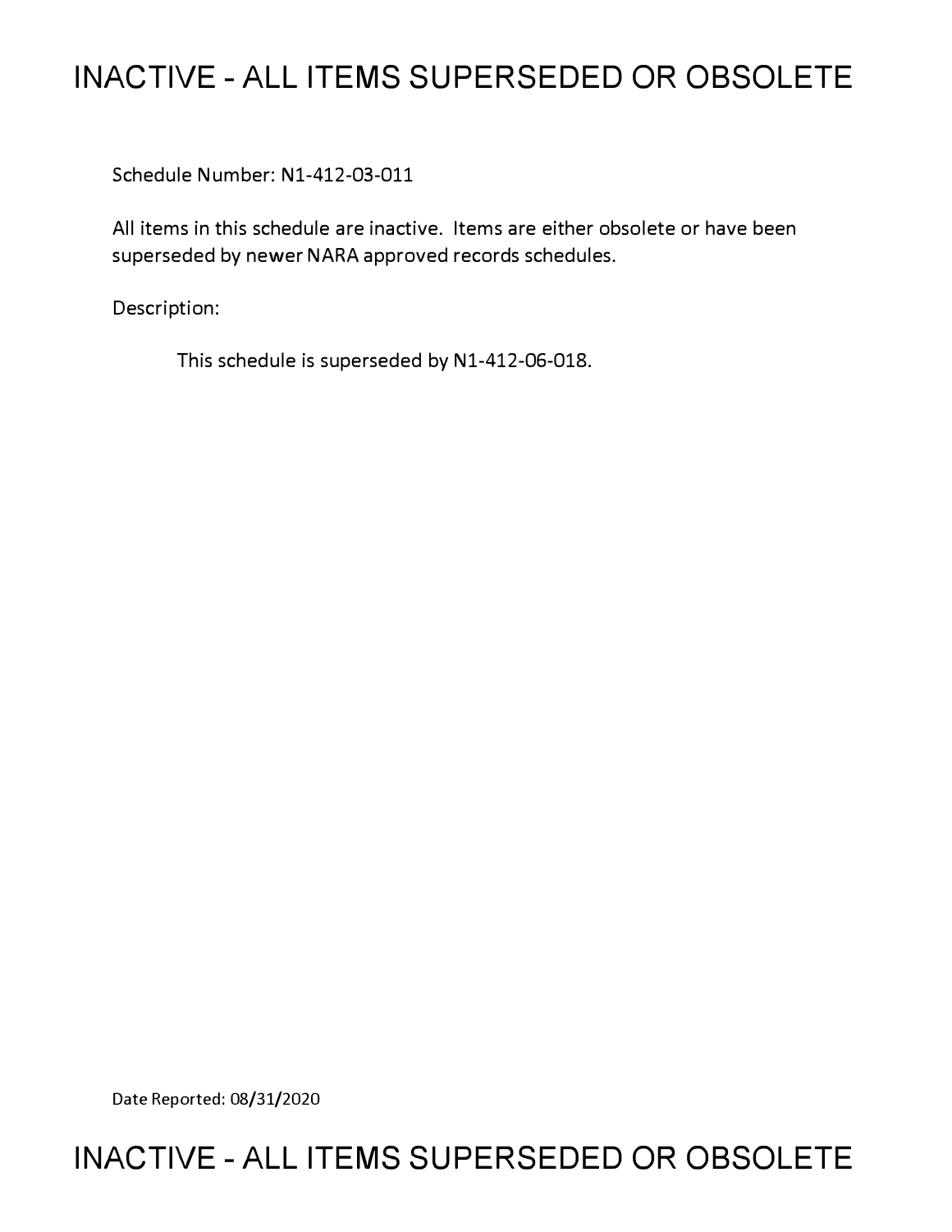# INACTIVE - ALL ITEMS SUPERSEDED OR OBSOLETE

Schedule Number: N1-412-03-011

All items in this schedule are inactive. Items are either obsolete or have been superseded by newer NARA approved records schedules.

Description:

This schedule is superseded by N1-412-06-018.

Date Reported: 08/31/2020

# INACTIVE - ALL ITEMS SUPERSEDED OR OBSOLETE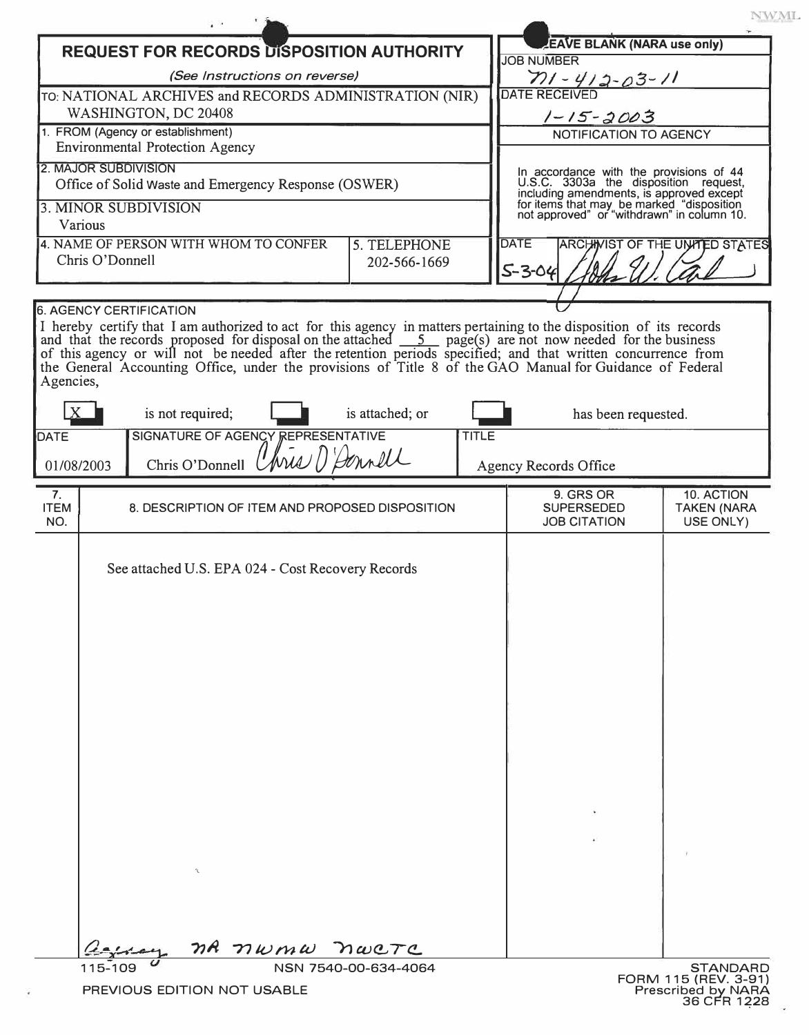NWML

# REQUEST FOR RECORDS DISPOSITION AUTHORITY

*(See Instructions on reverse)*

TO: NATIONAL ARCHIVES and RECORDS ADMINISTRATION (NIR)
WASHINGTON, DC 20408

1. FROM (Agency or establishment)
Environmental Protection Agency

2. MAJOR SUBDIVISION
Office of Solid Waste and Emergency Response (OSWER)

3. MINOR SUBDIVISION
Various

4. NAME OF PERSON WITH WHOM TO CONFER
Chris O'Donnell

5. TELEPHONE
202-566-1669

**LEAVE BLANK (NARA use only)**

JOB NUMBER
N1-412-03-11

DATE RECEIVED
1-15-2003

NOTIFICATION TO AGENCY

In accordance with the provisions of 44 U.S.C. 3303a the disposition request, including amendments, is approved except for items that may be marked "disposition not approved" or "withdrawn" in column 10.

DATE: 5-3-04

ARCHIVIST OF THE UNITED STATES: John W. Carl

6. AGENCY CERTIFICATION

I hereby certify that I am authorized to act for this agency in matters pertaining to the disposition of its records and that the records proposed for disposal on the attached 5 page(s) are not now needed for the business of this agency or will not be needed after the retention periods specified; and that written concurrence from the General Accounting Office, under the provisions of Title 8 of the GAO Manual for Guidance of Federal Agencies,

[X] is not required; [ ] is attached; or [ ] has been requested.

| DATE | SIGNATURE OF AGENCY REPRESENTATIVE | TITLE |
|---|---|---|
| 01/08/2003 | Chris O'Donnell | Agency Records Office |

| 7. ITEM NO. | 8. DESCRIPTION OF ITEM AND PROPOSED DISPOSITION | 9. GRS OR SUPERSEDED JOB CITATION | 10. ACTION TAKEN (NARA USE ONLY) |
|---|---|---|---|
| | See attached U.S. EPA 024 - Cost Recovery Records | | |

Agency NA NWMW NWCTC

115-109 NSN 7540-00-634-4064

PREVIOUS EDITION NOT USABLE

STANDARD FORM 115 (REV. 3-91)
Prescribed by NARA
36 CFR 1228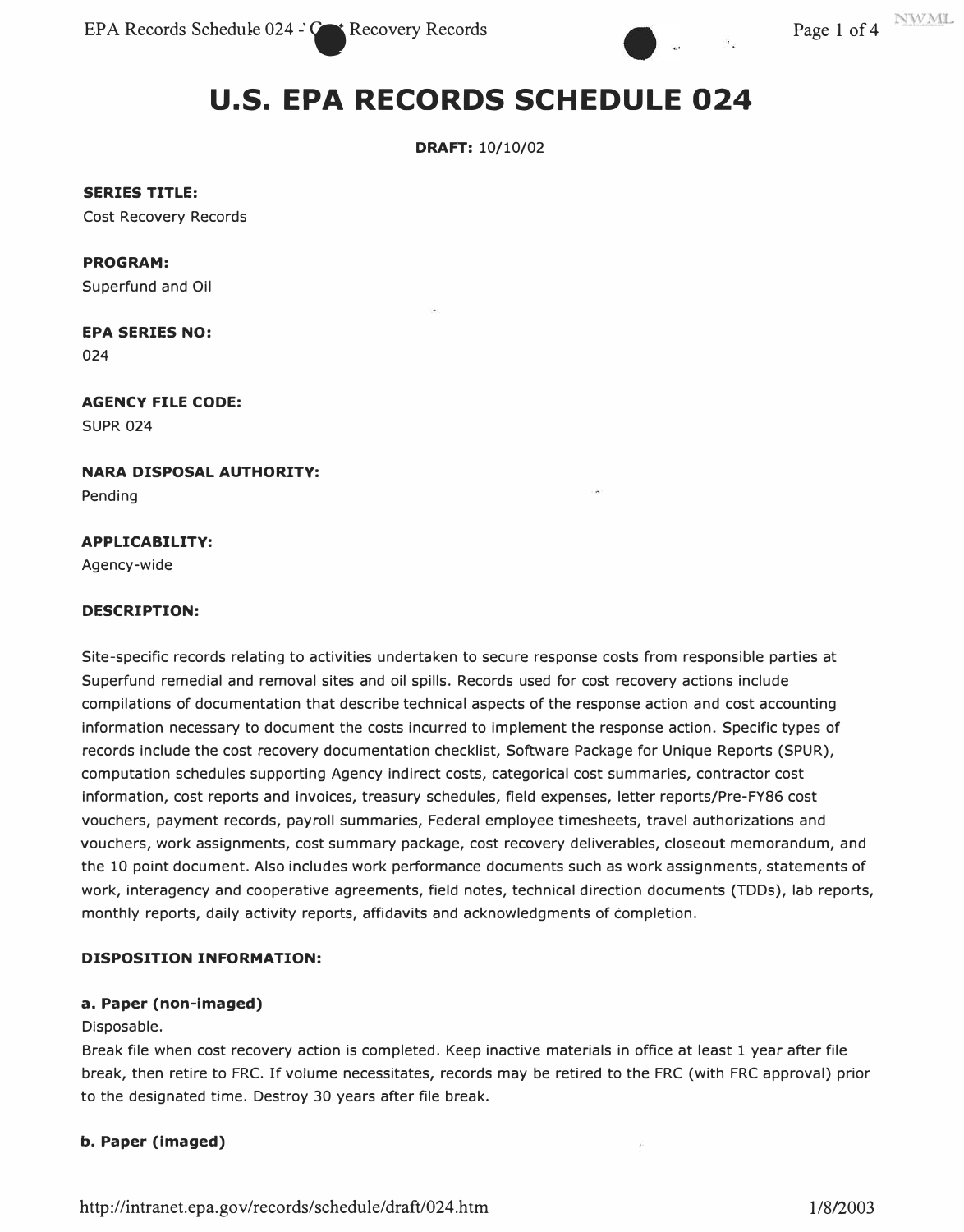# U.S. EPA RECORDS SCHEDULE 024

**DRAFT:** 10/10/02

**SERIES TITLE:**
Cost Recovery Records

**PROGRAM:**
Superfund and Oil

**EPA SERIES NO:**
024

**AGENCY FILE CODE:**
SUPR 024

**NARA DISPOSAL AUTHORITY:**
Pending

**APPLICABILITY:**
Agency-wide

**DESCRIPTION:**

Site-specific records relating to activities undertaken to secure response costs from responsible parties at Superfund remedial and removal sites and oil spills. Records used for cost recovery actions include compilations of documentation that describe technical aspects of the response action and cost accounting information necessary to document the costs incurred to implement the response action. Specific types of records include the cost recovery documentation checklist, Software Package for Unique Reports (SPUR), computation schedules supporting Agency indirect costs, categorical cost summaries, contractor cost information, cost reports and invoices, treasury schedules, field expenses, letter reports/Pre-FY86 cost vouchers, payment records, payroll summaries, Federal employee timesheets, travel authorizations and vouchers, work assignments, cost summary package, cost recovery deliverables, closeout memorandum, and the 10 point document. Also includes work performance documents such as work assignments, statements of work, interagency and cooperative agreements, field notes, technical direction documents (TDDs), lab reports, monthly reports, daily activity reports, affidavits and acknowledgments of completion.

**DISPOSITION INFORMATION:**

**a. Paper (non-imaged)**
Disposable.
Break file when cost recovery action is completed. Keep inactive materials in office at least 1 year after file break, then retire to FRC. If volume necessitates, records may be retired to the FRC (with FRC approval) prior to the designated time. Destroy 30 years after file break.

**b. Paper (imaged)**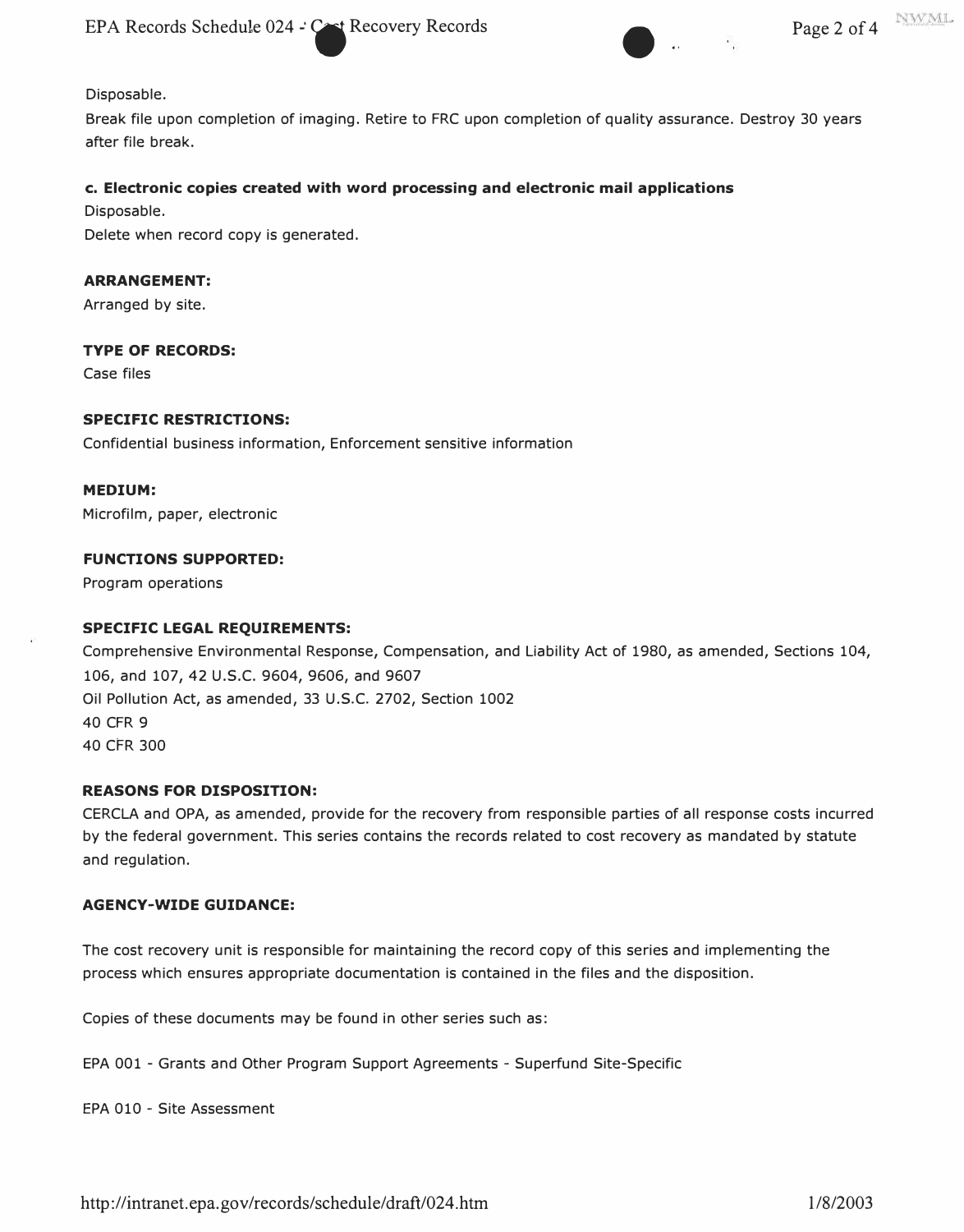Disposable.

Break file upon completion of imaging. Retire to FRC upon completion of quality assurance. Destroy 30 years after file break.

**c. Electronic copies created with word processing and electronic mail applications**

Disposable.

Delete when record copy is generated.

**ARRANGEMENT:**

Arranged by site.

**TYPE OF RECORDS:**

Case files

**SPECIFIC RESTRICTIONS:**

Confidential business information, Enforcement sensitive information

**MEDIUM:**

Microfilm, paper, electronic

**FUNCTIONS SUPPORTED:**

Program operations

**SPECIFIC LEGAL REQUIREMENTS:**

Comprehensive Environmental Response, Compensation, and Liability Act of 1980, as amended, Sections 104, 106, and 107, 42 U.S.C. 9604, 9606, and 9607

Oil Pollution Act, as amended, 33 U.S.C. 2702, Section 1002

40 CFR 9

40 CFR 300

**REASONS FOR DISPOSITION:**

CERCLA and OPA, as amended, provide for the recovery from responsible parties of all response costs incurred by the federal government. This series contains the records related to cost recovery as mandated by statute and regulation.

**AGENCY-WIDE GUIDANCE:**

The cost recovery unit is responsible for maintaining the record copy of this series and implementing the process which ensures appropriate documentation is contained in the files and the disposition.

Copies of these documents may be found in other series such as:

EPA 001 - Grants and Other Program Support Agreements - Superfund Site-Specific

EPA 010 - Site Assessment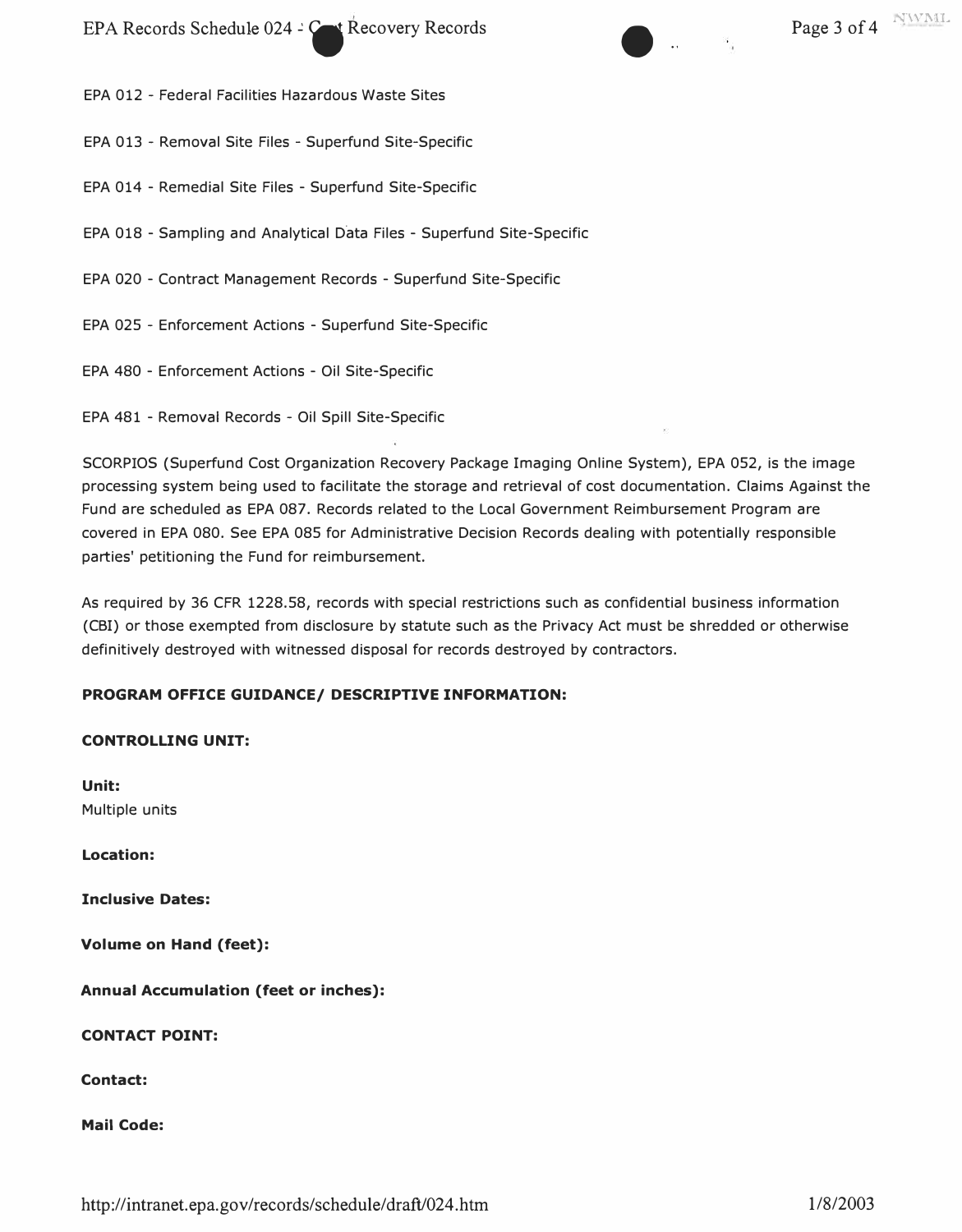EPA 012 - Federal Facilities Hazardous Waste Sites

EPA 013 - Removal Site Files - Superfund Site-Specific

EPA 014 - Remedial Site Files - Superfund Site-Specific

EPA 018 - Sampling and Analytical Data Files - Superfund Site-Specific

EPA 020 - Contract Management Records - Superfund Site-Specific

EPA 025 - Enforcement Actions - Superfund Site-Specific

EPA 480 - Enforcement Actions - Oil Site-Specific

EPA 481 - Removal Records - Oil Spill Site-Specific

SCORPIOS (Superfund Cost Organization Recovery Package Imaging Online System), EPA 052, is the image processing system being used to facilitate the storage and retrieval of cost documentation. Claims Against the Fund are scheduled as EPA 087. Records related to the Local Government Reimbursement Program are covered in EPA 080. See EPA 085 for Administrative Decision Records dealing with potentially responsible parties' petitioning the Fund for reimbursement.

As required by 36 CFR 1228.58, records with special restrictions such as confidential business information (CBI) or those exempted from disclosure by statute such as the Privacy Act must be shredded or otherwise definitively destroyed with witnessed disposal for records destroyed by contractors.

**PROGRAM OFFICE GUIDANCE/ DESCRIPTIVE INFORMATION:**

**CONTROLLING UNIT:**

**Unit:**
Multiple units

**Location:**

**Inclusive Dates:**

**Volume on Hand (feet):**

**Annual Accumulation (feet or inches):**

**CONTACT POINT:**

**Contact:**

**Mail Code:**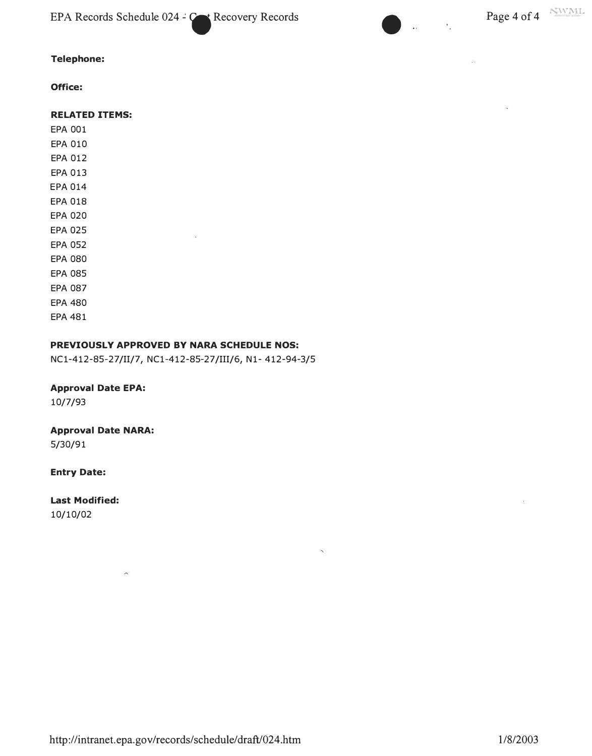**Telephone:**

**Office:**

**RELATED ITEMS:**

EPA 001
EPA 010
EPA 012
EPA 013
EPA 014
EPA 018
EPA 020
EPA 025
EPA 052
EPA 080
EPA 085
EPA 087
EPA 480
EPA 481

**PREVIOUSLY APPROVED BY NARA SCHEDULE NOS:**

NC1-412-85-27/II/7, NC1-412-85-27/III/6, N1- 412-94-3/5

**Approval Date EPA:**

10/7/93

**Approval Date NARA:**

5/30/91

**Entry Date:**

**Last Modified:**

10/10/02